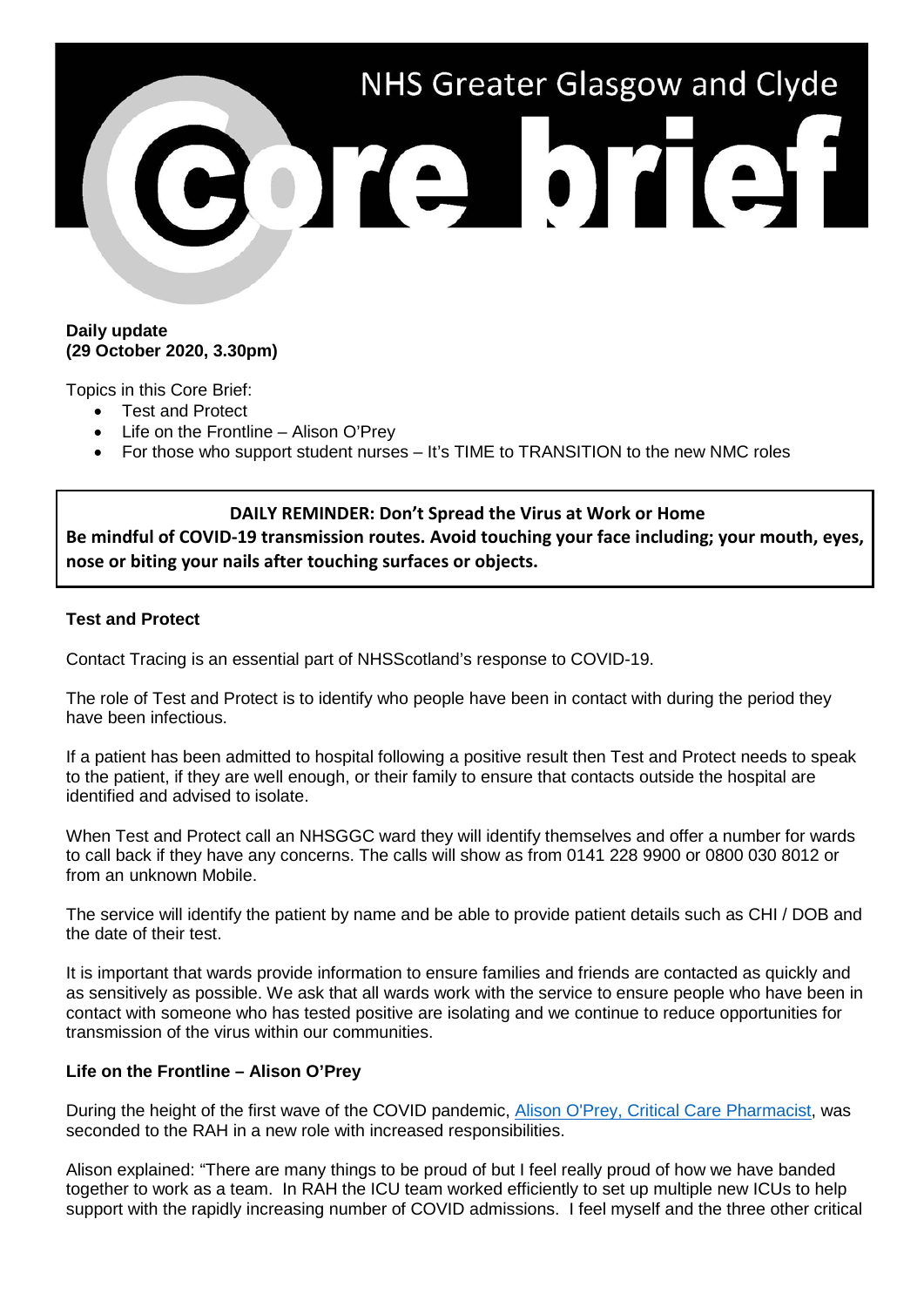# NHS Greater Glasgow and Clyde Core brief

**Daily update**
**(29 October 2020, 3.30pm)**

Topics in this Core Brief:

- Test and Protect
- Life on the Frontline – Alison O'Prey
- For those who support student nurses – It's TIME to TRANSITION to the new NMC roles

> **DAILY REMINDER: Don't Spread the Virus at Work or Home**
> **Be mindful of COVID-19 transmission routes. Avoid touching your face including; your mouth, eyes, nose or biting your nails after touching surfaces or objects.**

**Test and Protect**

Contact Tracing is an essential part of NHSScotland's response to COVID-19.

The role of Test and Protect is to identify who people have been in contact with during the period they have been infectious.

If a patient has been admitted to hospital following a positive result then Test and Protect needs to speak to the patient, if they are well enough, or their family to ensure that contacts outside the hospital are identified and advised to isolate.

When Test and Protect call an NHSGGC ward they will identify themselves and offer a number for wards to call back if they have any concerns. The calls will show as from 0141 228 9900 or 0800 030 8012 or from an unknown Mobile.

The service will identify the patient by name and be able to provide patient details such as CHI / DOB and the date of their test.

It is important that wards provide information to ensure families and friends are contacted as quickly and as sensitively as possible. We ask that all wards work with the service to ensure people who have been in contact with someone who has tested positive are isolating and we continue to reduce opportunities for transmission of the virus within our communities.

**Life on the Frontline – Alison O'Prey**

During the height of the first wave of the COVID pandemic, Alison O'Prey, Critical Care Pharmacist, was seconded to the RAH in a new role with increased responsibilities.

Alison explained: "There are many things to be proud of but I feel really proud of how we have banded together to work as a team. In RAH the ICU team worked efficiently to set up multiple new ICUs to help support with the rapidly increasing number of COVID admissions. I feel myself and the three other critical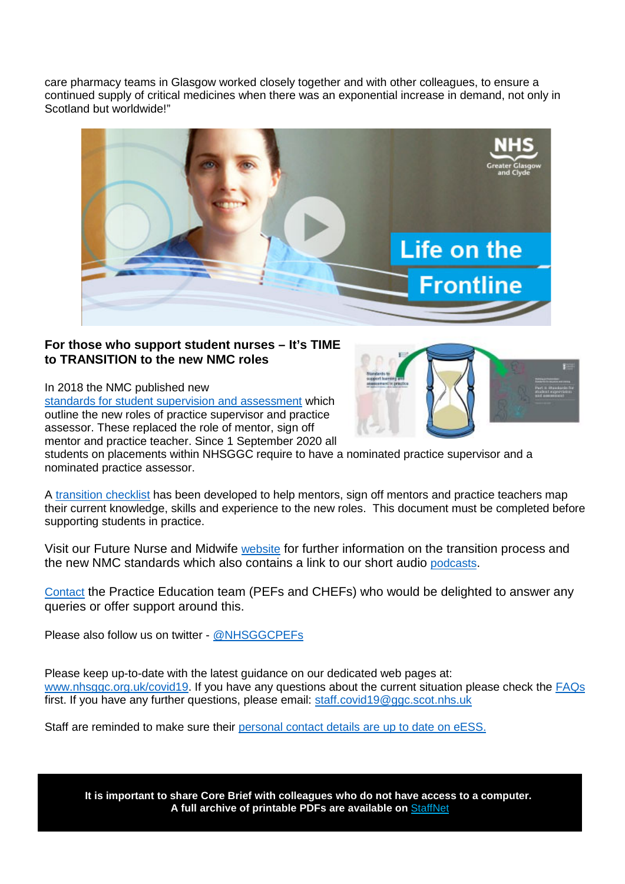care pharmacy teams in Glasgow worked closely together and with other colleagues, to ensure a continued supply of critical medicines when there was an exponential increase in demand, not only in Scotland but worldwide!"

**For those who support student nurses – It's TIME to TRANSITION to the new NMC roles**

In 2018 the NMC published new standards for student supervision and assessment which outline the new roles of practice supervisor and practice assessor. These replaced the role of mentor, sign off mentor and practice teacher. Since 1 September 2020 all students on placements within NHSGGC require to have a nominated practice supervisor and a nominated practice assessor.

A transition checklist has been developed to help mentors, sign off mentors and practice teachers map their current knowledge, skills and experience to the new roles. This document must be completed before supporting students in practice.

Visit our Future Nurse and Midwife website for further information on the transition process and the new NMC standards which also contains a link to our short audio podcasts.

Contact the Practice Education team (PEFs and CHEFs) who would be delighted to answer any queries or offer support around this.

Please also follow us on twitter - @NHSGGCPEFs

Please keep up-to-date with the latest guidance on our dedicated web pages at: www.nhsggc.org.uk/covid19. If you have any questions about the current situation please check the FAQs first. If you have any further questions, please email: staff.covid19@ggc.scot.nhs.uk

Staff are reminded to make sure their personal contact details are up to date on eESS.

**It is important to share Core Brief with colleagues who do not have access to a computer.**
**A full archive of printable PDFs are available on StaffNet**